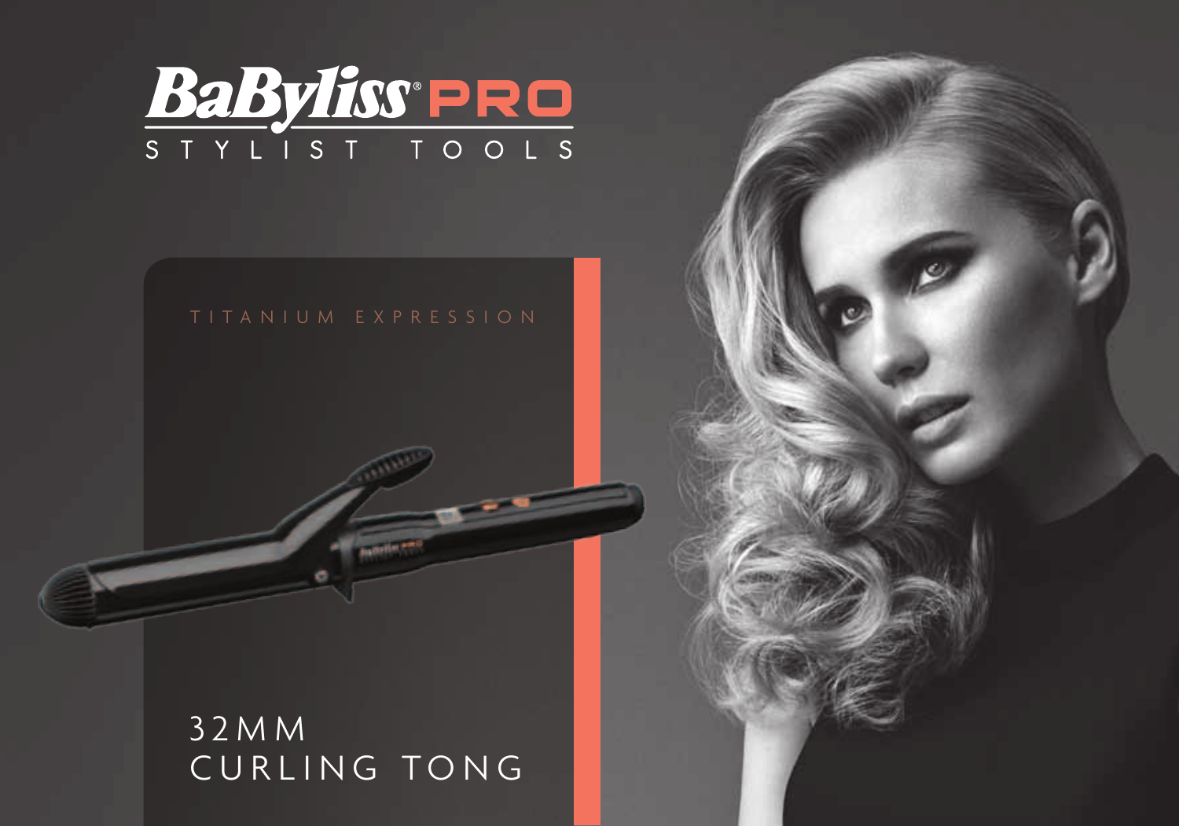# BaByliss PRO

STYLIST TOOLS

TITANIUM EXPRESSION

## 32MM CURLING TONG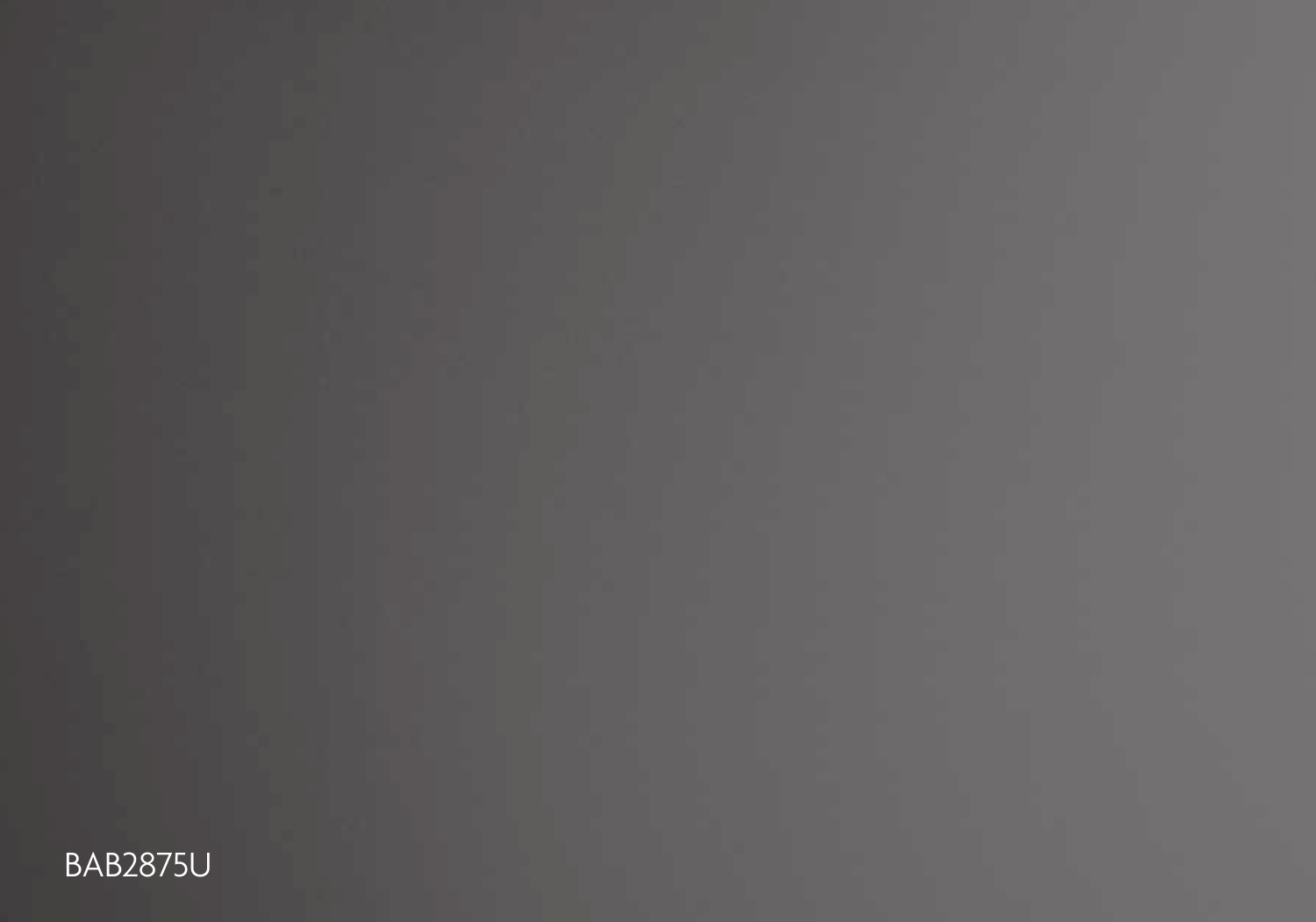BAB2875U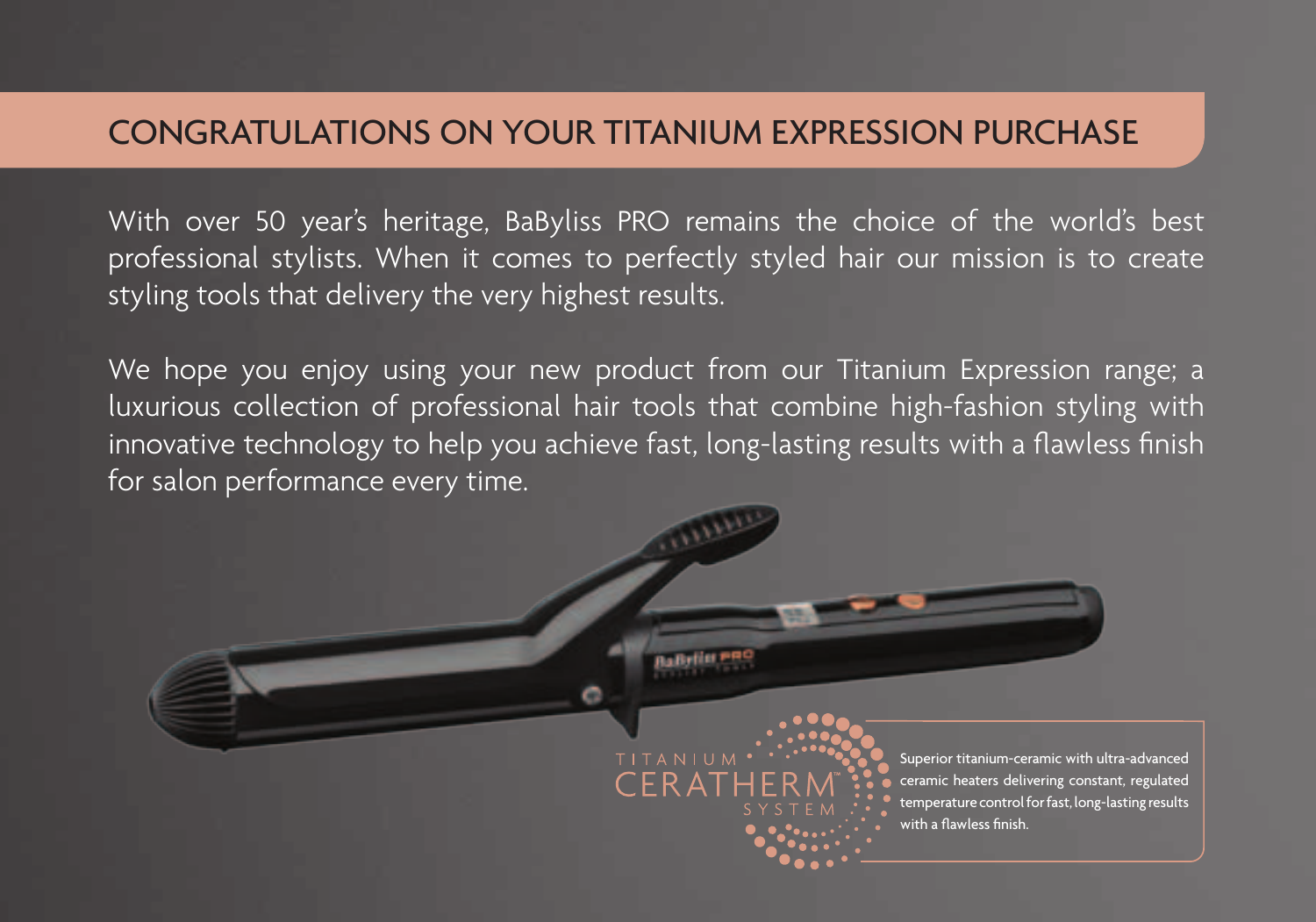## CONGRATULATIONS ON YOUR TITANIUM EXPRESSION PURCHASE

With over 50 year's heritage, BaByliss PRO remains the choice of the world's best professional stylists. When it comes to perfectly styled hair our mission is to create styling tools that delivery the very highest results.

We hope you enjoy using your new product from our Titanium Expression range; a luxurious collection of professional hair tools that combine high-fashion styling with innovative technology to help you achieve fast, long-lasting results with a flawless finish for salon performance every time.

TITANIUM CERATHERM™ SYSTEM

Superior titanium-ceramic with ultra-advanced ceramic heaters delivering constant, regulated temperature control for fast, long-lasting results with a flawless finish.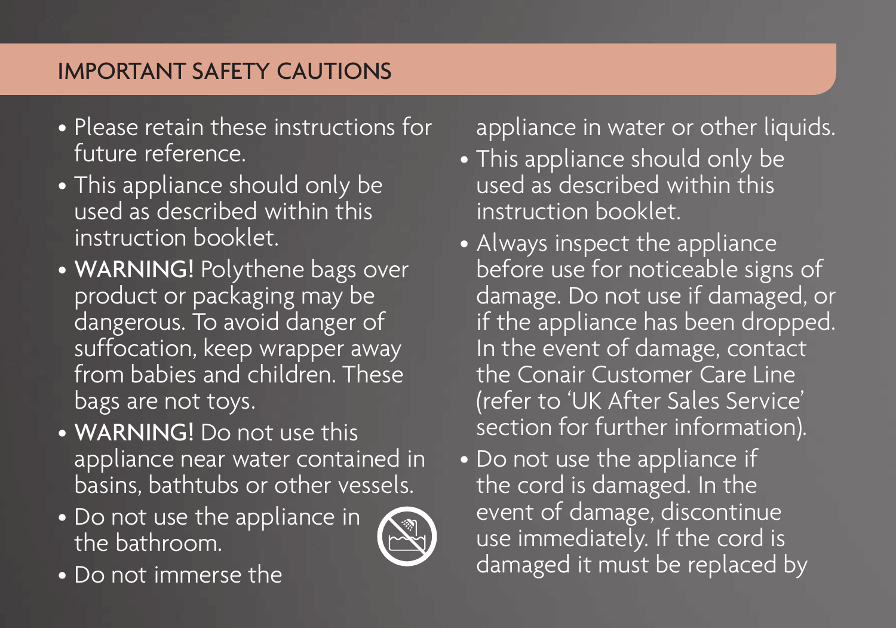## IMPORTANT SAFETY CAUTIONS

- Please retain these instructions for future reference.
- This appliance should only be used as described within this instruction booklet.
- **WARNING!** Polythene bags over product or packaging may be dangerous. To avoid danger of suffocation, keep wrapper away from babies and children. These bags are not toys.
- **WARNING!** Do not use this appliance near water contained in basins, bathtubs or other vessels.
- Do not use the appliance in the bathroom.
- Do not immerse the appliance in water or other liquids.
- This appliance should only be used as described within this instruction booklet.
- Always inspect the appliance before use for noticeable signs of damage. Do not use if damaged, or if the appliance has been dropped. In the event of damage, contact the Conair Customer Care Line (refer to 'UK After Sales Service' section for further information).
- Do not use the appliance if the cord is damaged. In the event of damage, discontinue use immediately. If the cord is damaged it must be replaced by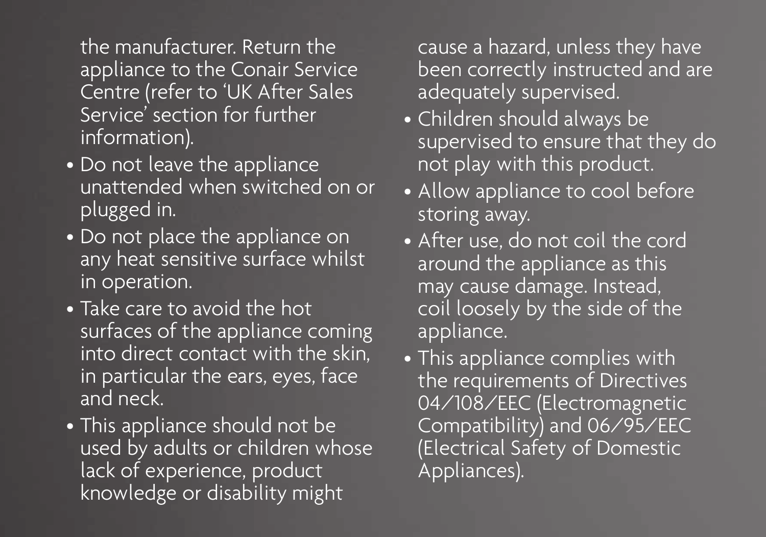the manufacturer. Return the appliance to the Conair Service Centre (refer to 'UK After Sales Service' section for further information).

- Do not leave the appliance unattended when switched on or plugged in.
- Do not place the appliance on any heat sensitive surface whilst in operation.
- Take care to avoid the hot surfaces of the appliance coming into direct contact with the skin, in particular the ears, eyes, face and neck.
- This appliance should not be used by adults or children whose lack of experience, product knowledge or disability might cause a hazard, unless they have been correctly instructed and are adequately supervised.
- Children should always be supervised to ensure that they do not play with this product.
- Allow appliance to cool before storing away.
- After use, do not coil the cord around the appliance as this may cause damage. Instead, coil loosely by the side of the appliance.
- This appliance complies with the requirements of Directives 04/108/EEC (Electromagnetic Compatibility) and 06/95/EEC (Electrical Safety of Domestic Appliances).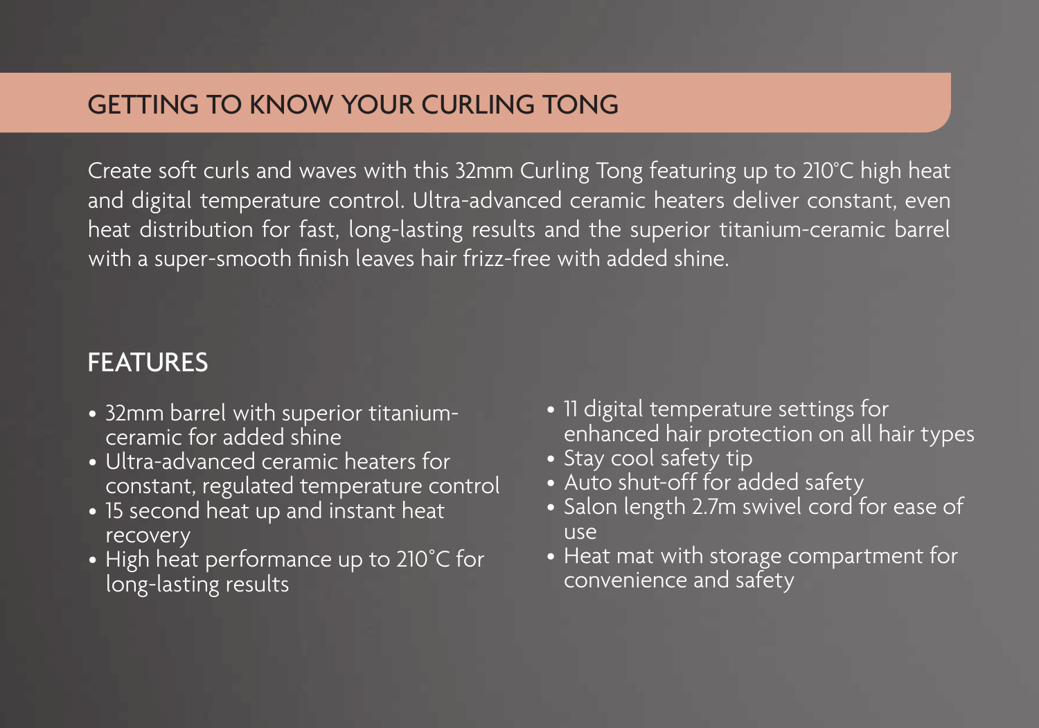## GETTING TO KNOW YOUR CURLING TONG

Create soft curls and waves with this 32mm Curling Tong featuring up to 210°C high heat and digital temperature control. Ultra-advanced ceramic heaters deliver constant, even heat distribution for fast, long-lasting results and the superior titanium-ceramic barrel with a super-smooth finish leaves hair frizz-free with added shine.

## FEATURES

- 32mm barrel with superior titanium-ceramic for added shine
- Ultra-advanced ceramic heaters for constant, regulated temperature control
- 15 second heat up and instant heat recovery
- High heat performance up to 210°C for long-lasting results
- 11 digital temperature settings for enhanced hair protection on all hair types
- Stay cool safety tip
- Auto shut-off for added safety
- Salon length 2.7m swivel cord for ease of use
- Heat mat with storage compartment for convenience and safety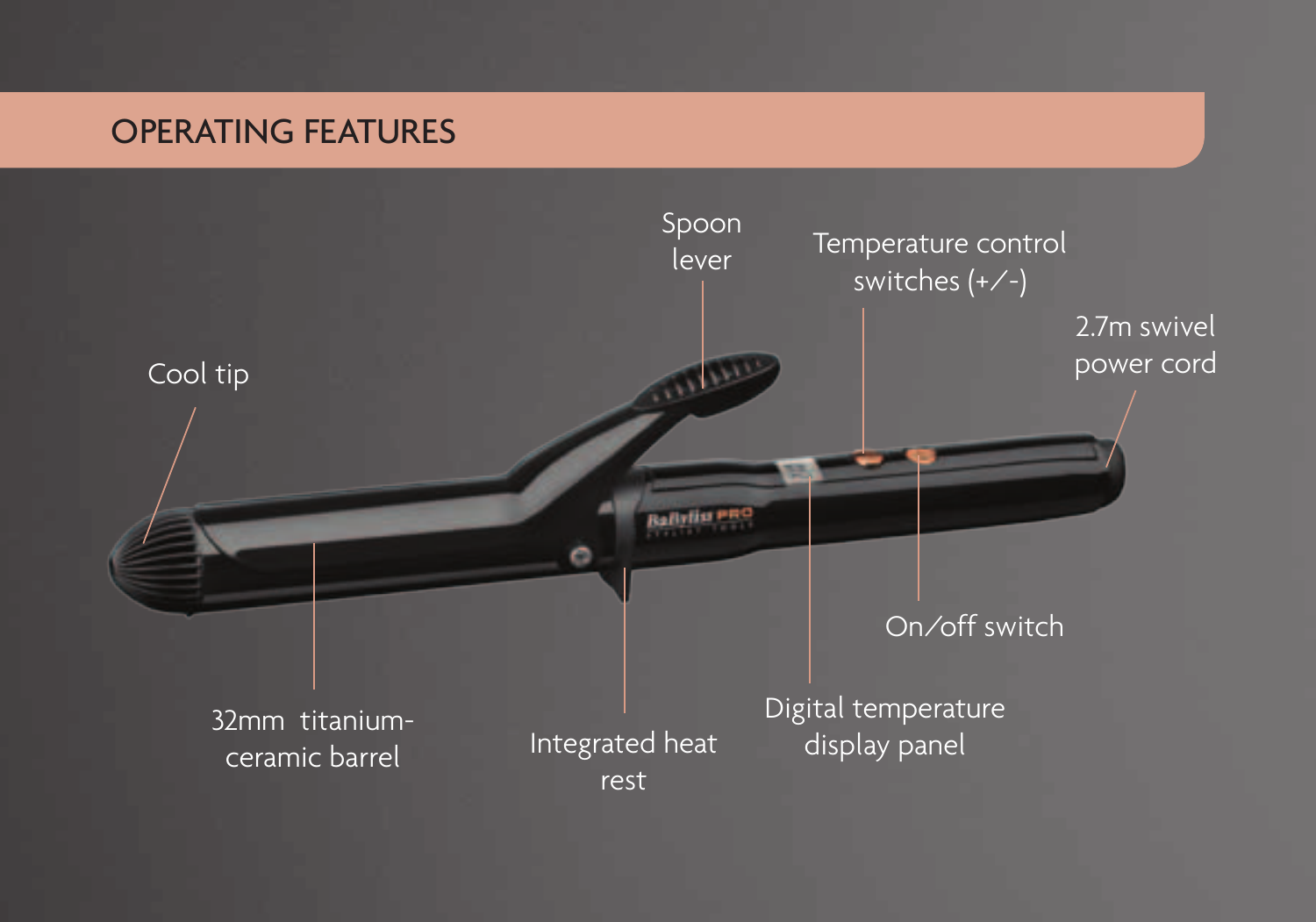## OPERATING FEATURES

- Cool tip
- Spoon lever
- Temperature control switches (+/-)
- 2.7m swivel power cord
- 32mm titanium-ceramic barrel
- Integrated heat rest
- Digital temperature display panel
- On/off switch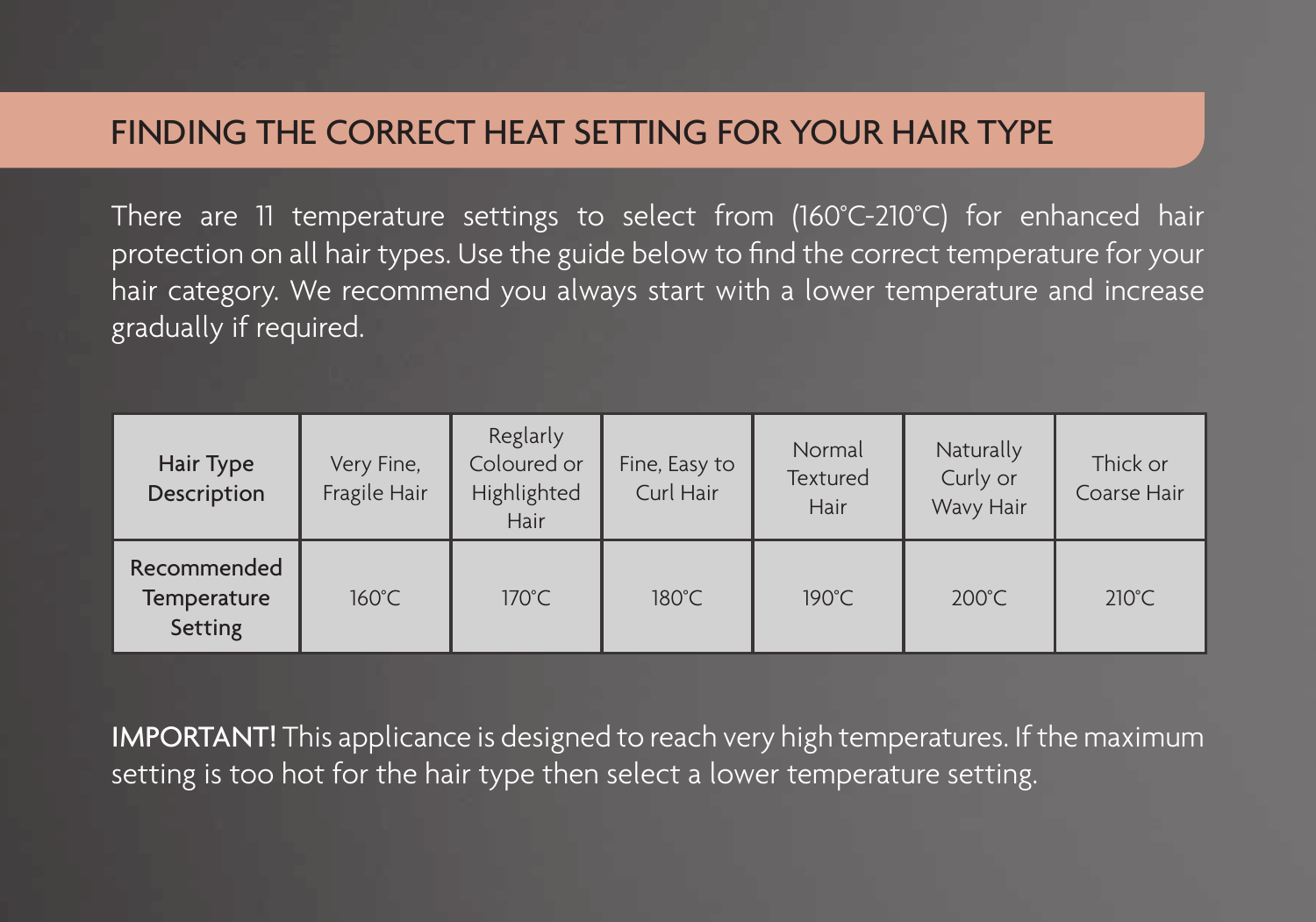## FINDING THE CORRECT HEAT SETTING FOR YOUR HAIR TYPE

There are 11 temperature settings to select from (160°C-210°C) for enhanced hair protection on all hair types. Use the guide below to find the correct temperature for your hair category. We recommend you always start with a lower temperature and increase gradually if required.

| Hair Type Description | Very Fine, Fragile Hair | Reglarly Coloured or Highlighted Hair | Fine, Easy to Curl Hair | Normal Textured Hair | Naturally Curly or Wavy Hair | Thick or Coarse Hair |
|---|---|---|---|---|---|---|
| Recommended Temperature Setting | 160°C | 170°C | 180°C | 190°C | 200°C | 210°C |

**IMPORTANT!** This applicance is designed to reach very high temperatures. If the maximum setting is too hot for the hair type then select a lower temperature setting.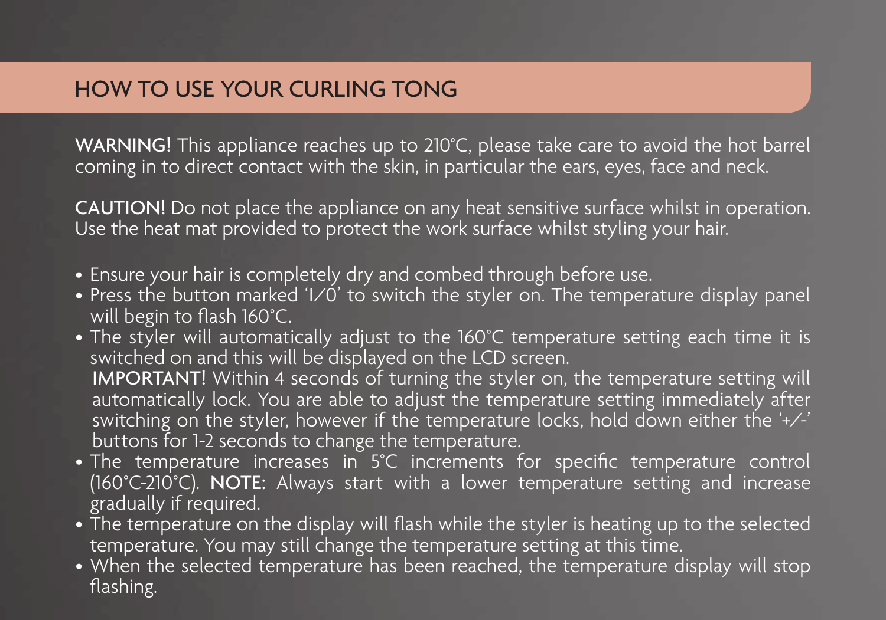## HOW TO USE YOUR CURLING TONG

**WARNING!** This appliance reaches up to 210°C, please take care to avoid the hot barrel coming in to direct contact with the skin, in particular the ears, eyes, face and neck.

**CAUTION!** Do not place the appliance on any heat sensitive surface whilst in operation. Use the heat mat provided to protect the work surface whilst styling your hair.

- Ensure your hair is completely dry and combed through before use.
- Press the button marked 'I/0' to switch the styler on. The temperature display panel will begin to flash 160°C.
- The styler will automatically adjust to the 160°C temperature setting each time it is switched on and this will be displayed on the LCD screen.
  **IMPORTANT!** Within 4 seconds of turning the styler on, the temperature setting will automatically lock. You are able to adjust the temperature setting immediately after switching on the styler, however if the temperature locks, hold down either the '+/-' buttons for 1-2 seconds to change the temperature.
- The temperature increases in 5°C increments for specific temperature control (160°C-210°C). **NOTE:** Always start with a lower temperature setting and increase gradually if required.
- The temperature on the display will flash while the styler is heating up to the selected temperature. You may still change the temperature setting at this time.
- When the selected temperature has been reached, the temperature display will stop flashing.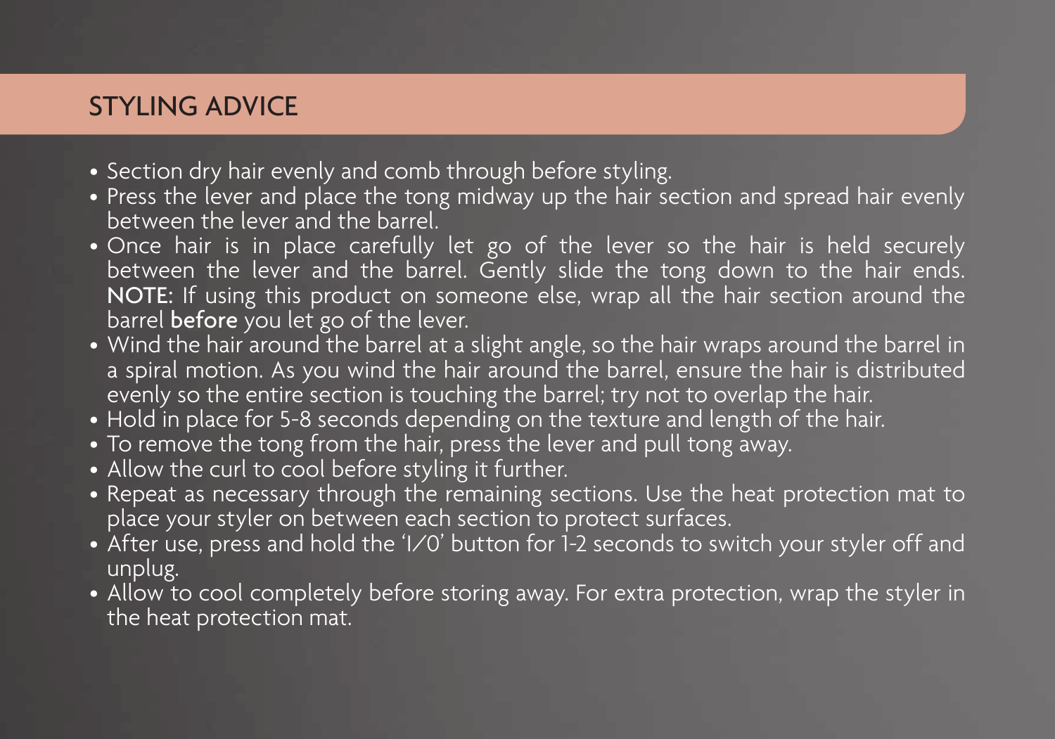## STYLING ADVICE

- Section dry hair evenly and comb through before styling.
- Press the lever and place the tong midway up the hair section and spread hair evenly between the lever and the barrel.
- Once hair is in place carefully let go of the lever so the hair is held securely between the lever and the barrel. Gently slide the tong down to the hair ends. **NOTE**: If using this product on someone else, wrap all the hair section around the barrel **before** you let go of the lever.
- Wind the hair around the barrel at a slight angle, so the hair wraps around the barrel in a spiral motion. As you wind the hair around the barrel, ensure the hair is distributed evenly so the entire section is touching the barrel; try not to overlap the hair.
- Hold in place for 5-8 seconds depending on the texture and length of the hair.
- To remove the tong from the hair, press the lever and pull tong away.
- Allow the curl to cool before styling it further.
- Repeat as necessary through the remaining sections. Use the heat protection mat to place your styler on between each section to protect surfaces.
- After use, press and hold the 'I/O' button for 1-2 seconds to switch your styler off and unplug.
- Allow to cool completely before storing away. For extra protection, wrap the styler in the heat protection mat.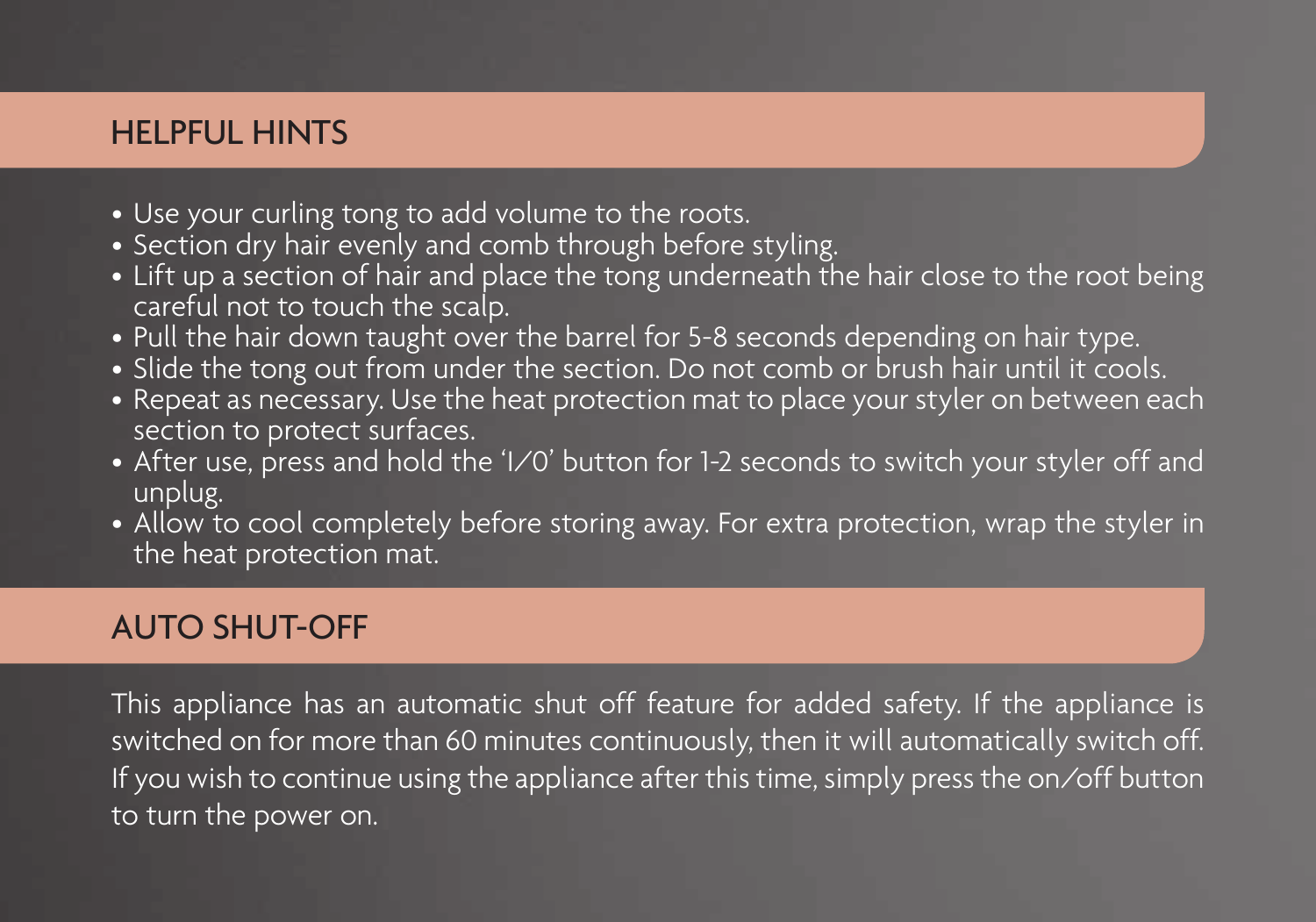## HELPFUL HINTS

- Use your curling tong to add volume to the roots.
- Section dry hair evenly and comb through before styling.
- Lift up a section of hair and place the tong underneath the hair close to the root being careful not to touch the scalp.
- Pull the hair down taught over the barrel for 5-8 seconds depending on hair type.
- Slide the tong out from under the section. Do not comb or brush hair until it cools.
- Repeat as necessary. Use the heat protection mat to place your styler on between each section to protect surfaces.
- After use, press and hold the 'I/0' button for 1-2 seconds to switch your styler off and unplug.
- Allow to cool completely before storing away. For extra protection, wrap the styler in the heat protection mat.

## AUTO SHUT-OFF

This appliance has an automatic shut off feature for added safety. If the appliance is switched on for more than 60 minutes continuously, then it will automatically switch off. If you wish to continue using the appliance after this time, simply press the on/off button to turn the power on.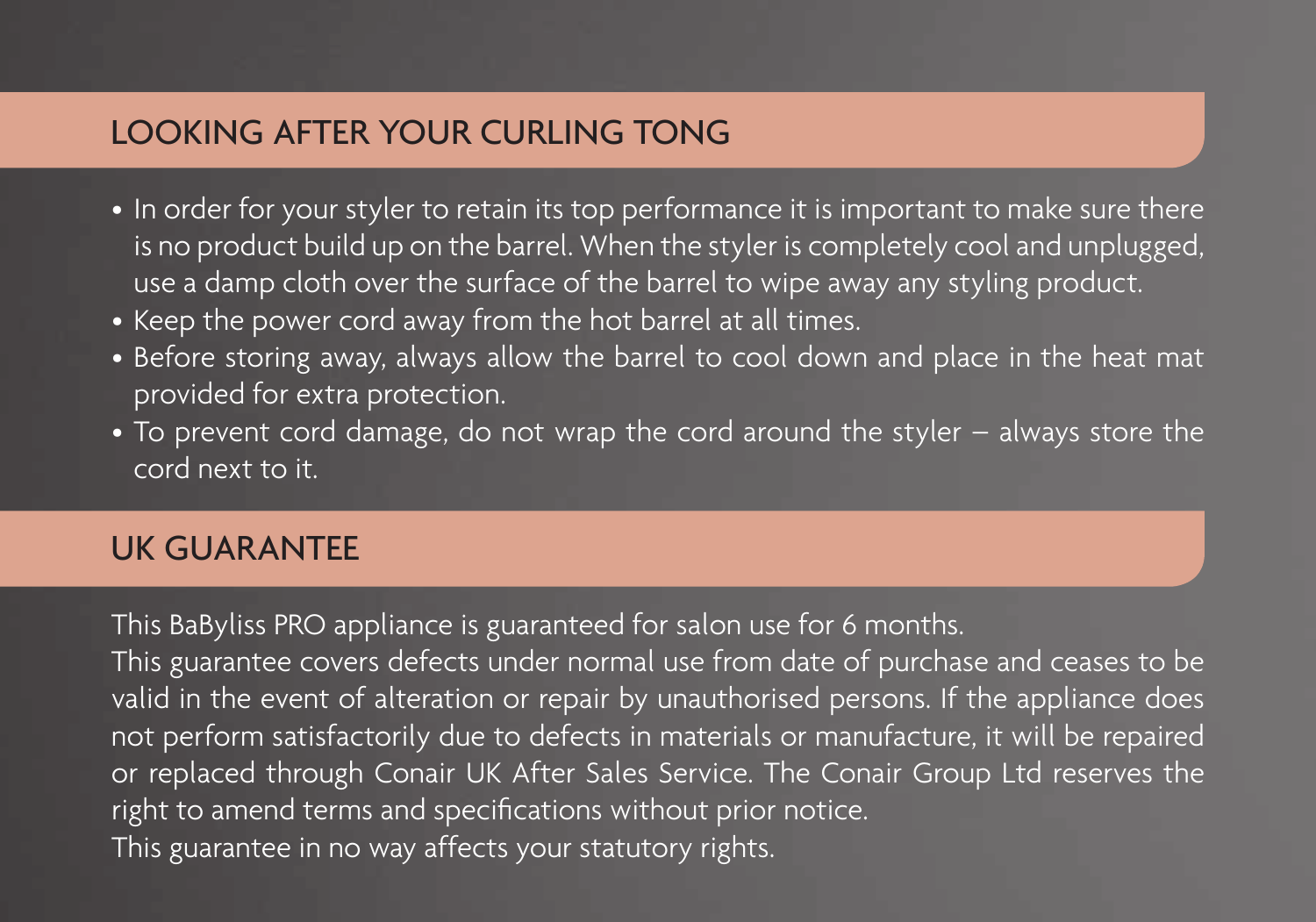## LOOKING AFTER YOUR CURLING TONG

- In order for your styler to retain its top performance it is important to make sure there is no product build up on the barrel. When the styler is completely cool and unplugged, use a damp cloth over the surface of the barrel to wipe away any styling product.
- Keep the power cord away from the hot barrel at all times.
- Before storing away, always allow the barrel to cool down and place in the heat mat provided for extra protection.
- To prevent cord damage, do not wrap the cord around the styler – always store the cord next to it.

## UK GUARANTEE

This BaByliss PRO appliance is guaranteed for salon use for 6 months.
This guarantee covers defects under normal use from date of purchase and ceases to be valid in the event of alteration or repair by unauthorised persons. If the appliance does not perform satisfactorily due to defects in materials or manufacture, it will be repaired or replaced through Conair UK After Sales Service. The Conair Group Ltd reserves the right to amend terms and specifications without prior notice.
This guarantee in no way affects your statutory rights.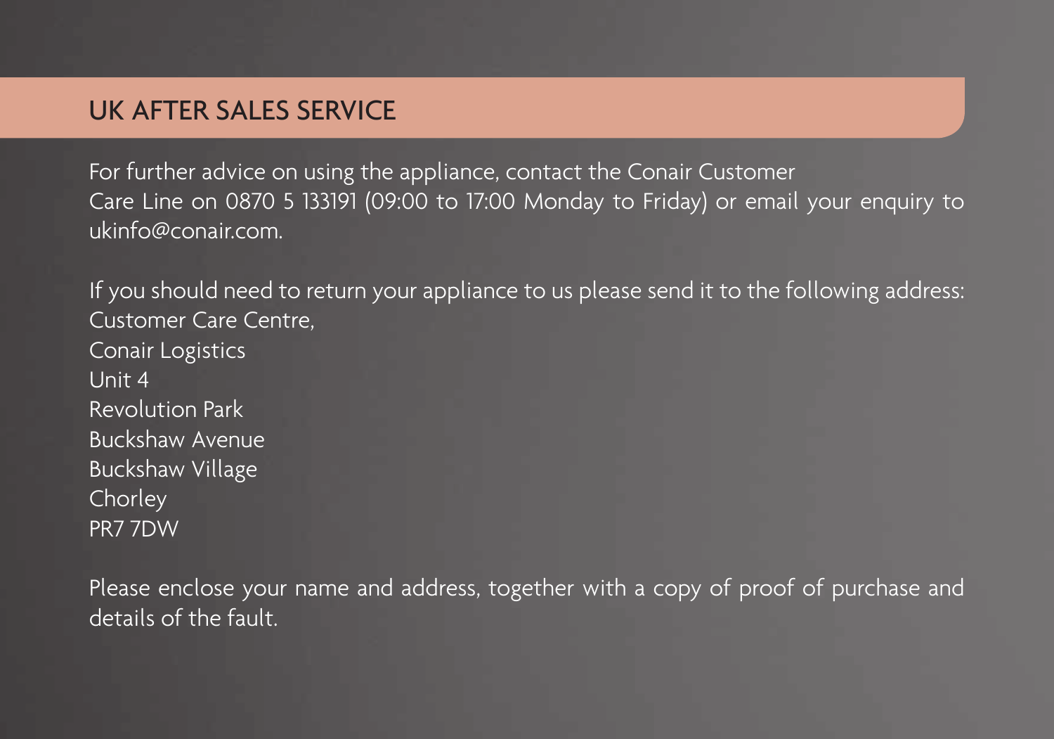## UK AFTER SALES SERVICE

For further advice on using the appliance, contact the Conair Customer Care Line on 0870 5 133191 (09:00 to 17:00 Monday to Friday) or email your enquiry to ukinfo@conair.com.

If you should need to return your appliance to us please send it to the following address:
Customer Care Centre,
Conair Logistics
Unit 4
Revolution Park
Buckshaw Avenue
Buckshaw Village
Chorley
PR7 7DW

Please enclose your name and address, together with a copy of proof of purchase and details of the fault.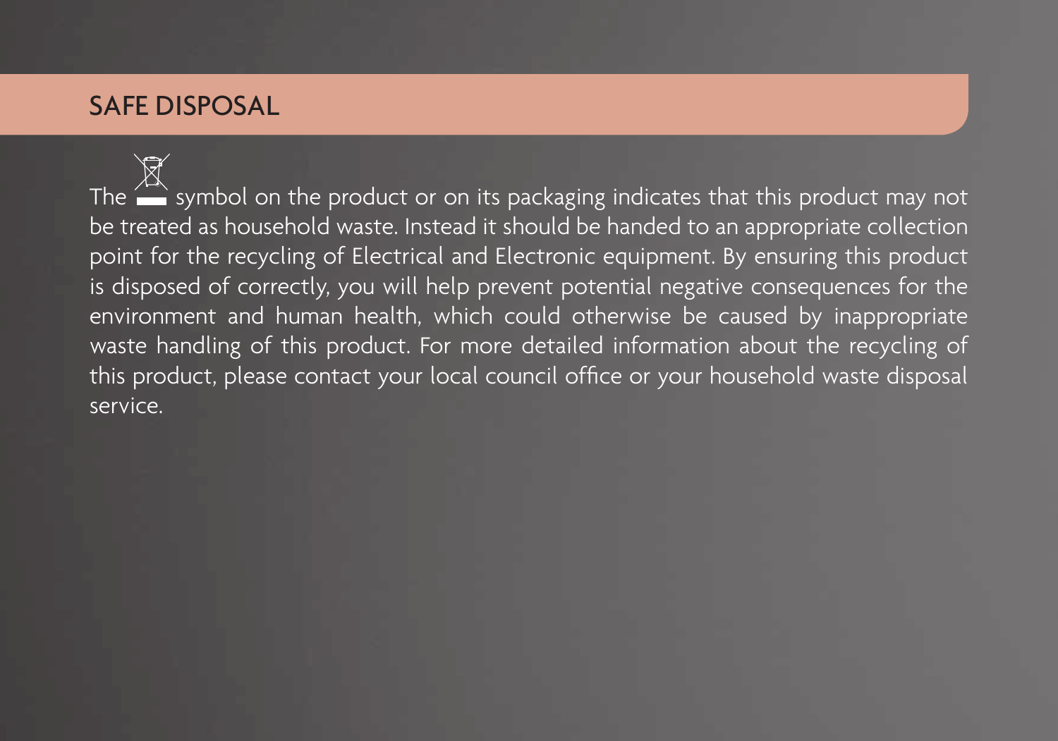## SAFE DISPOSAL

The symbol on the product or on its packaging indicates that this product may not be treated as household waste. Instead it should be handed to an appropriate collection point for the recycling of Electrical and Electronic equipment. By ensuring this product is disposed of correctly, you will help prevent potential negative consequences for the environment and human health, which could otherwise be caused by inappropriate waste handling of this product. For more detailed information about the recycling of this product, please contact your local council office or your household waste disposal service.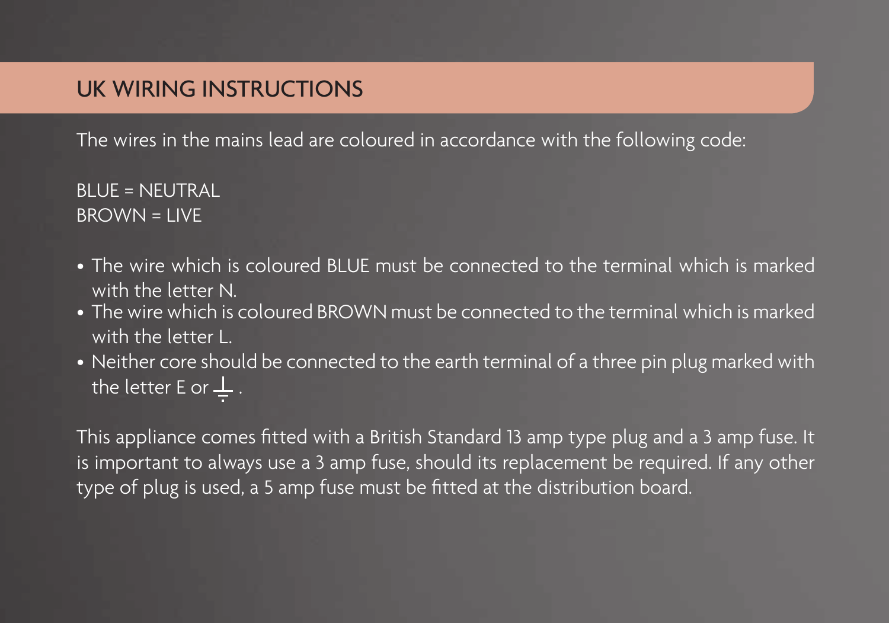## UK WIRING INSTRUCTIONS

The wires in the mains lead are coloured in accordance with the following code:

BLUE = NEUTRAL
BROWN = LIVE

- The wire which is coloured BLUE must be connected to the terminal which is marked with the letter N.
- The wire which is coloured BROWN must be connected to the terminal which is marked with the letter L.
- Neither core should be connected to the earth terminal of a three pin plug marked with the letter E or ⏚ .

This appliance comes fitted with a British Standard 13 amp type plug and a 3 amp fuse. It is important to always use a 3 amp fuse, should its replacement be required. If any other type of plug is used, a 5 amp fuse must be fitted at the distribution board.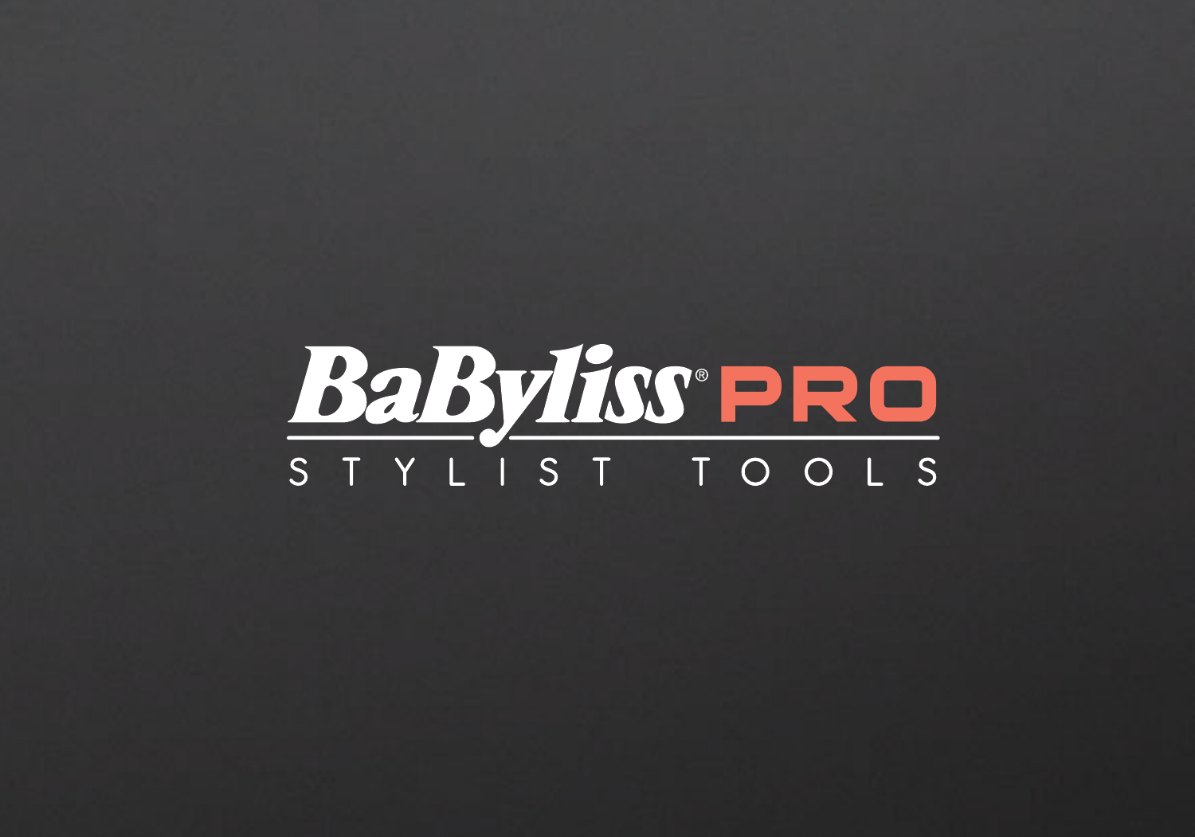BaByliss® PRO

STYLIST TOOLS